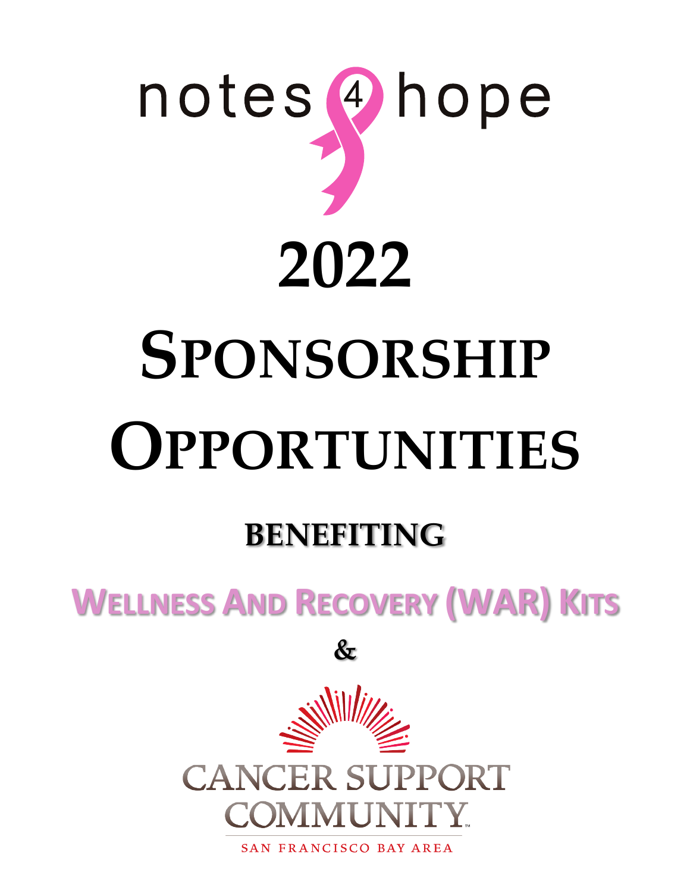notes 4 hope

# 2022

# Sponsorship Opportunities

## BENEFITING

## Wellness And Recovery (WAR) Kits

&

CANCER SUPPORT COMMUNITY™

SAN FRANCISCO BAY AREA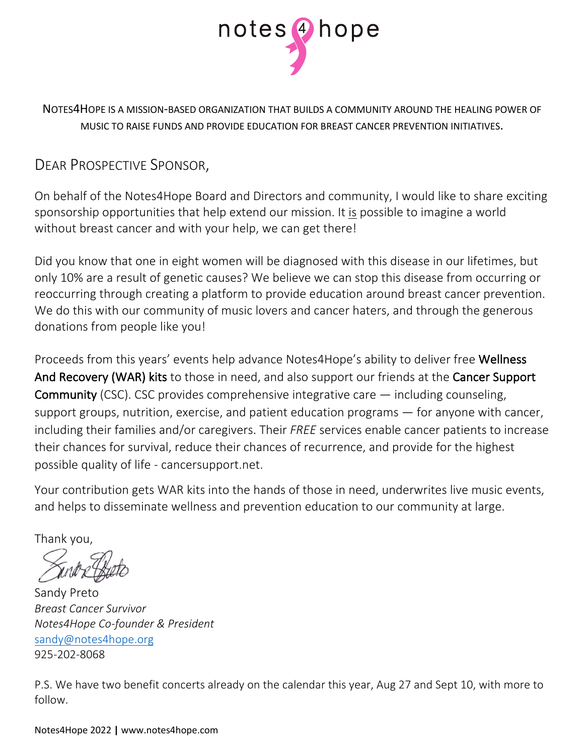notes 4 hope

NOTES4HOPE IS A MISSION-BASED ORGANIZATION THAT BUILDS A COMMUNITY AROUND THE HEALING POWER OF MUSIC TO RAISE FUNDS AND PROVIDE EDUCATION FOR BREAST CANCER PREVENTION INITIATIVES.

## DEAR PROSPECTIVE SPONSOR,

On behalf of the Notes4Hope Board and Directors and community, I would like to share exciting sponsorship opportunities that help extend our mission. It <u>is</u> possible to imagine a world without breast cancer and with your help, we can get there!

Did you know that one in eight women will be diagnosed with this disease in our lifetimes, but only 10% are a result of genetic causes? We believe we can stop this disease from occurring or reoccurring through creating a platform to provide education around breast cancer prevention. We do this with our community of music lovers and cancer haters, and through the generous donations from people like you!

Proceeds from this years' events help advance Notes4Hope's ability to deliver free **Wellness And Recovery (WAR) kits** to those in need, and also support our friends at the **Cancer Support Community** (CSC). CSC provides comprehensive integrative care — including counseling, support groups, nutrition, exercise, and patient education programs — for anyone with cancer, including their families and/or caregivers. Their *FREE* services enable cancer patients to increase their chances for survival, reduce their chances of recurrence, and provide for the highest possible quality of life - cancersupport.net.

Your contribution gets WAR kits into the hands of those in need, underwrites live music events, and helps to disseminate wellness and prevention education to our community at large.

Thank you,

Sandy Preto
*Breast Cancer Survivor*
*Notes4Hope Co-founder & President*
sandy@notes4hope.org
925-202-8068

P.S. We have two benefit concerts already on the calendar this year, Aug 27 and Sept 10, with more to follow.

Notes4Hope 2022 | www.notes4hope.com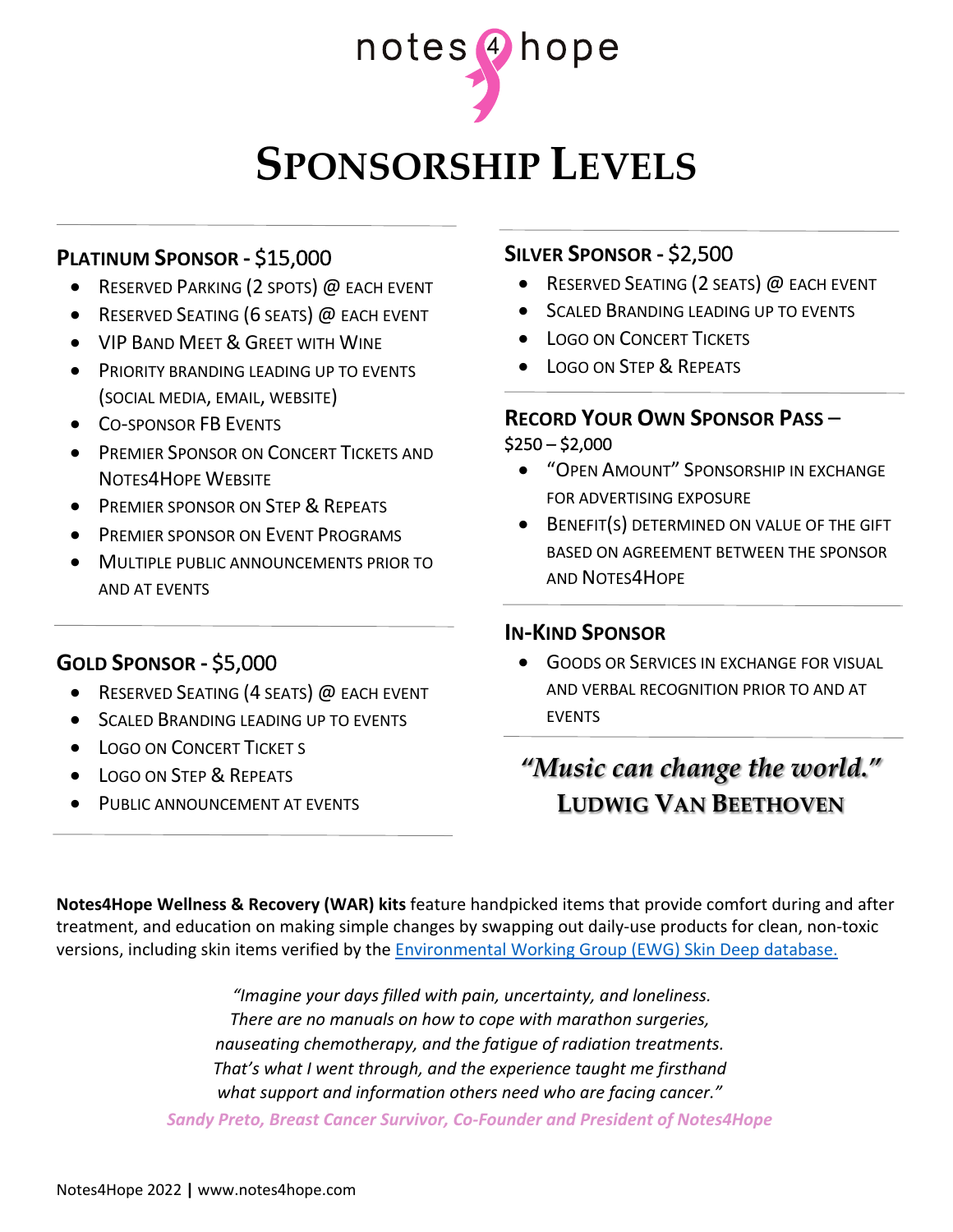notes 4 hope

# Sponsorship Levels

## Platinum Sponsor - $15,000

- Reserved Parking (2 spots) @ each event
- Reserved Seating (6 seats) @ each event
- VIP Band Meet & Greet with Wine
- Priority branding leading up to events (social media, email, website)
- Co-sponsor FB Events
- Premier Sponsor on Concert Tickets and Notes4Hope Website
- Premier sponsor on Step & Repeats
- Premier sponsor on Event Programs
- Multiple public announcements prior to and at events

## Gold Sponsor - $5,000

- Reserved Seating (4 seats) @ each event
- Scaled Branding leading up to events
- Logo on Concert Ticket s
- Logo on Step & Repeats
- Public announcement at events

## Silver Sponsor - $2,500

- Reserved Seating (2 seats) @ each event
- Scaled Branding leading up to events
- Logo on Concert Tickets
- Logo on Step & Repeats

## Record Your Own Sponsor Pass – $250 – $2,000

- "Open Amount" Sponsorship in exchange for advertising exposure
- Benefit(s) determined on value of the gift based on agreement between the sponsor and Notes4Hope

## In-Kind Sponsor

- Goods or Services in exchange for visual and verbal recognition prior to and at events

***"Music can change the world."***
**Ludwig Van Beethoven**

**Notes4Hope Wellness & Recovery (WAR) kits** feature handpicked items that provide comfort during and after treatment, and education on making simple changes by swapping out daily-use products for clean, non-toxic versions, including skin items verified by the [Environmental Working Group (EWG) Skin Deep database.]()

*"Imagine your days filled with pain, uncertainty, and loneliness.*
*There are no manuals on how to cope with marathon surgeries,*
*nauseating chemotherapy, and the fatigue of radiation treatments.*
*That's what I went through, and the experience taught me firsthand*
*what support and information others need who are facing cancer."*

***Sandy Preto, Breast Cancer Survivor, Co-Founder and President of Notes4Hope***

Notes4Hope 2022 | www.notes4hope.com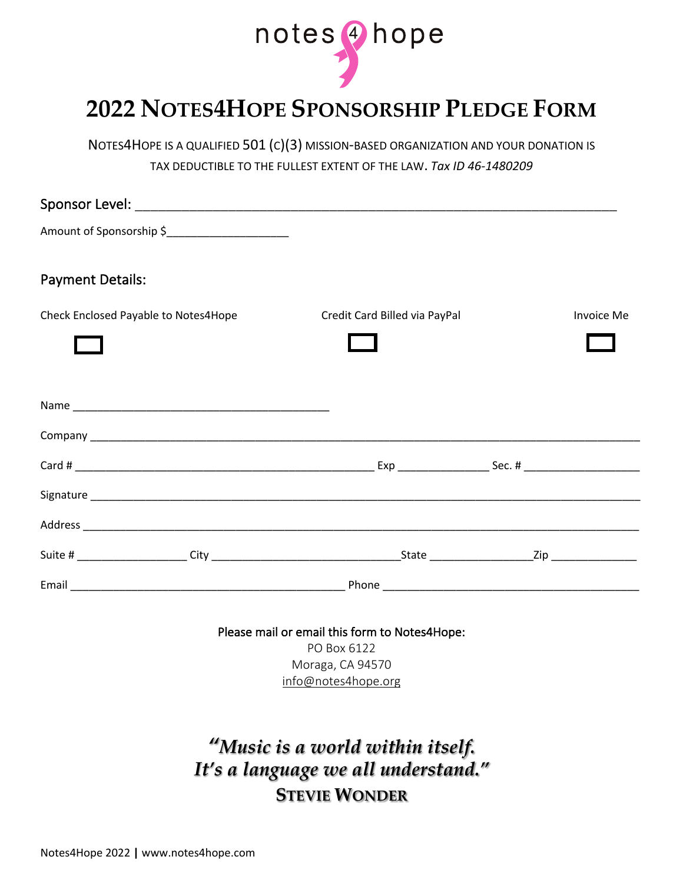notes 4 hope

# 2022 Notes4Hope Sponsorship Pledge Form

NOTES4HOPE IS A QUALIFIED 501 (C)(3) MISSION-BASED ORGANIZATION AND YOUR DONATION IS TAX DEDUCTIBLE TO THE FULLEST EXTENT OF THE LAW. *Tax ID 46-1480209*

Sponsor Level: ___________________________________________________________________

Amount of Sponsorship $___________________

Payment Details:

Check Enclosed Payable to Notes4Hope ☐

Credit Card Billed via PayPal ☐

Invoice Me ☐

Name ________________________________________

Company ________________________________________________________________________________

Card # ______________________________________________ Exp ______________ Sec. # __________________

Signature ________________________________________________________________________________

Address _________________________________________________________________________________

Suite # _________________ City _____________________________State ________________Zip _____________

Email __________________________________________ Phone ________________________________________

Please mail or email this form to Notes4Hope:
PO Box 6122
Moraga, CA 94570
info@notes4hope.org

***"Music is a world within itself. It's a language we all understand."***
**STEVIE WONDER**

Notes4Hope 2022 | www.notes4hope.com